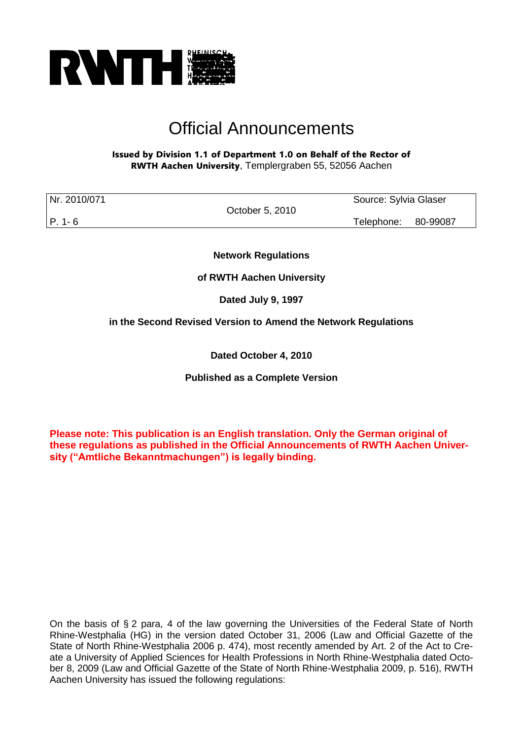# Official Announcements

**Issued by Division 1.1 of Department 1.0 on Behalf of the Rector of RWTH Aachen University**, Templergraben 55, 52056 Aachen

| Nr. 2010/071 | October 5, 2010 | Source: Sylvia Glaser |
|---|---|---|
| P. 1- 6 | | Telephone: 80-99087 |

**Network Regulations**

**of RWTH Aachen University**

**Dated July 9, 1997**

**in the Second Revised Version to Amend the Network Regulations**

**Dated October 4, 2010**

**Published as a Complete Version**

**Please note: This publication is an English translation. Only the German original of these regulations as published in the Official Announcements of RWTH Aachen University ("Amtliche Bekanntmachungen") is legally binding.**

On the basis of § 2 para, 4 of the law governing the Universities of the Federal State of North Rhine-Westphalia (HG) in the version dated October 31, 2006 (Law and Official Gazette of the State of North Rhine-Westphalia 2006 p. 474), most recently amended by Art. 2 of the Act to Create a University of Applied Sciences for Health Professions in North Rhine-Westphalia dated October 8, 2009 (Law and Official Gazette of the State of North Rhine-Westphalia 2009, p. 516), RWTH Aachen University has issued the following regulations: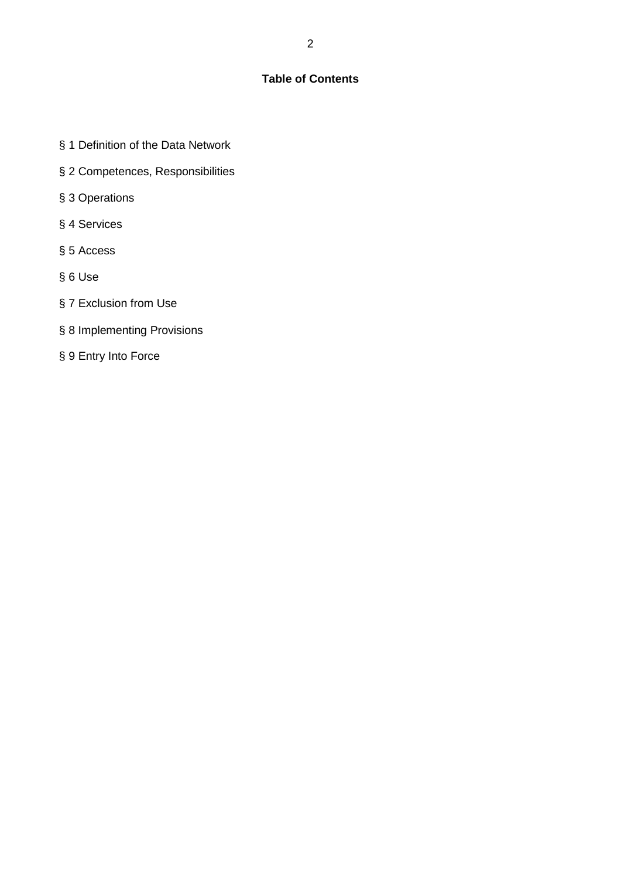## Table of Contents

§ 1 Definition of the Data Network

§ 2 Competences, Responsibilities

§ 3 Operations

§ 4 Services

§ 5 Access

§ 6 Use

§ 7 Exclusion from Use

§ 8 Implementing Provisions

§ 9 Entry Into Force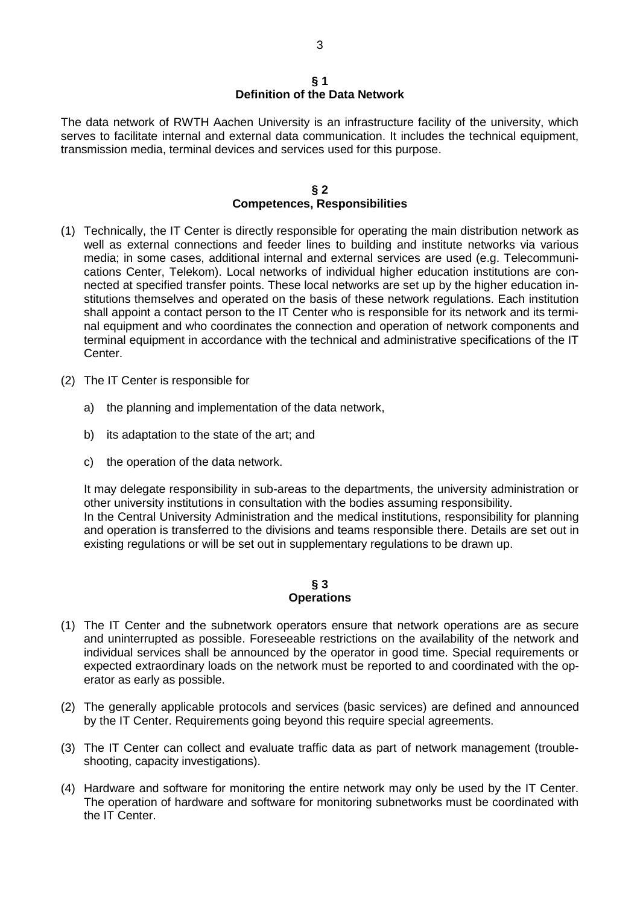## § 1
## Definition of the Data Network

The data network of RWTH Aachen University is an infrastructure facility of the university, which serves to facilitate internal and external data communication. It includes the technical equipment, transmission media, terminal devices and services used for this purpose.

## § 2
## Competences, Responsibilities

(1) Technically, the IT Center is directly responsible for operating the main distribution network as well as external connections and feeder lines to building and institute networks via various media; in some cases, additional internal and external services are used (e.g. Telecommunications Center, Telekom). Local networks of individual higher education institutions are connected at specified transfer points. These local networks are set up by the higher education institutions themselves and operated on the basis of these network regulations. Each institution shall appoint a contact person to the IT Center who is responsible for its network and its terminal equipment and who coordinates the connection and operation of network components and terminal equipment in accordance with the technical and administrative specifications of the IT Center.

(2) The IT Center is responsible for

   a) the planning and implementation of the data network,

   b) its adaptation to the state of the art; and

   c) the operation of the data network.

   It may delegate responsibility in sub-areas to the departments, the university administration or other university institutions in consultation with the bodies assuming responsibility. In the Central University Administration and the medical institutions, responsibility for planning and operation is transferred to the divisions and teams responsible there. Details are set out in existing regulations or will be set out in supplementary regulations to be drawn up.

## § 3
## Operations

(1) The IT Center and the subnetwork operators ensure that network operations are as secure and uninterrupted as possible. Foreseeable restrictions on the availability of the network and individual services shall be announced by the operator in good time. Special requirements or expected extraordinary loads on the network must be reported to and coordinated with the operator as early as possible.

(2) The generally applicable protocols and services (basic services) are defined and announced by the IT Center. Requirements going beyond this require special agreements.

(3) The IT Center can collect and evaluate traffic data as part of network management (troubleshooting, capacity investigations).

(4) Hardware and software for monitoring the entire network may only be used by the IT Center. The operation of hardware and software for monitoring subnetworks must be coordinated with the IT Center.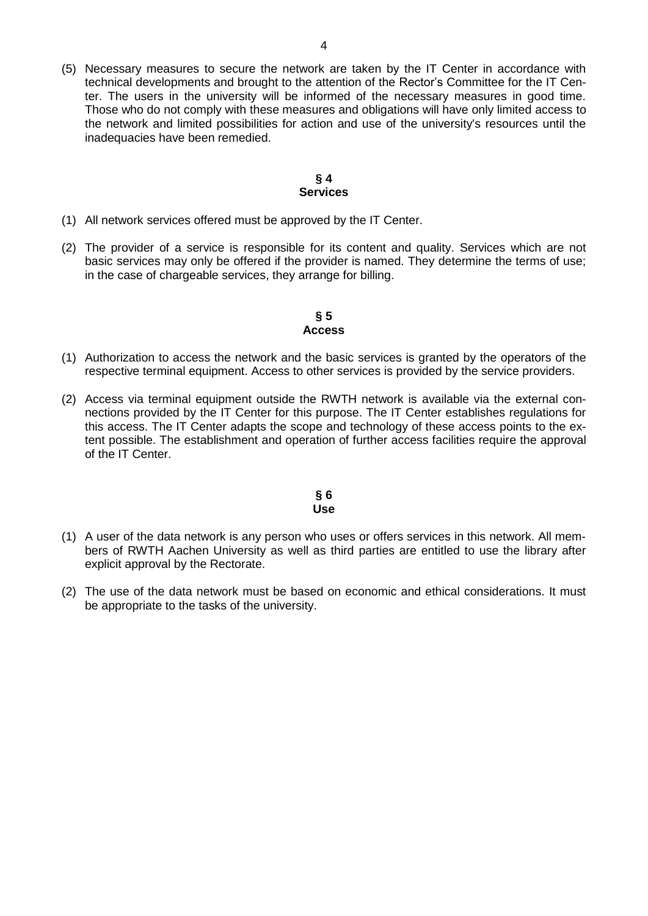(5) Necessary measures to secure the network are taken by the IT Center in accordance with technical developments and brought to the attention of the Rector's Committee for the IT Center. The users in the university will be informed of the necessary measures in good time. Those who do not comply with these measures and obligations will have only limited access to the network and limited possibilities for action and use of the university's resources until the inadequacies have been remedied.

## § 4
## Services

(1) All network services offered must be approved by the IT Center.

(2) The provider of a service is responsible for its content and quality. Services which are not basic services may only be offered if the provider is named. They determine the terms of use; in the case of chargeable services, they arrange for billing.

## § 5
## Access

(1) Authorization to access the network and the basic services is granted by the operators of the respective terminal equipment. Access to other services is provided by the service providers.

(2) Access via terminal equipment outside the RWTH network is available via the external connections provided by the IT Center for this purpose. The IT Center establishes regulations for this access. The IT Center adapts the scope and technology of these access points to the extent possible. The establishment and operation of further access facilities require the approval of the IT Center.

## § 6
## Use

(1) A user of the data network is any person who uses or offers services in this network. All members of RWTH Aachen University as well as third parties are entitled to use the library after explicit approval by the Rectorate.

(2) The use of the data network must be based on economic and ethical considerations. It must be appropriate to the tasks of the university.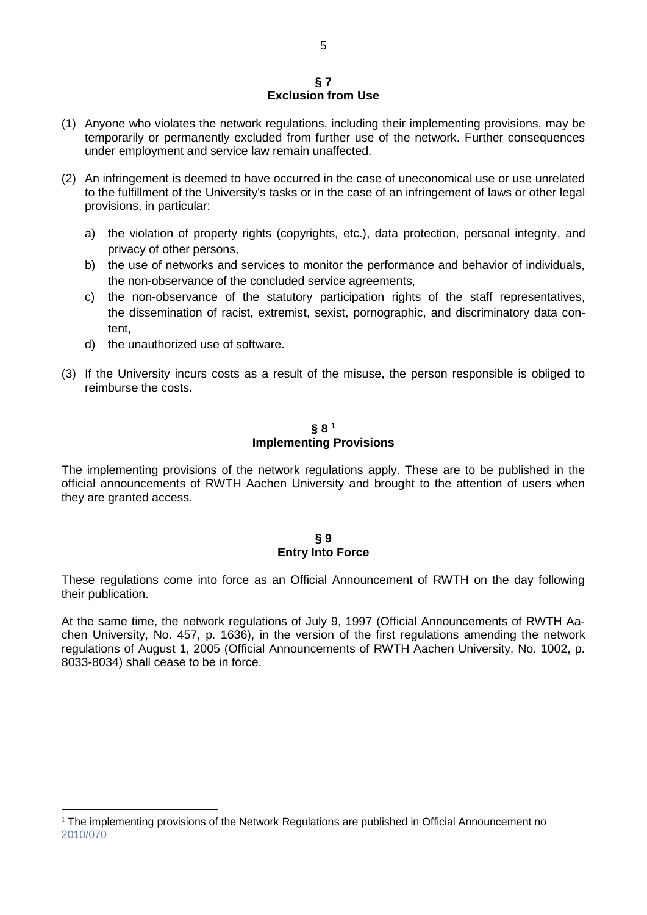## § 7
## Exclusion from Use

(1) Anyone who violates the network regulations, including their implementing provisions, may be temporarily or permanently excluded from further use of the network. Further consequences under employment and service law remain unaffected.

(2) An infringement is deemed to have occurred in the case of uneconomical use or use unrelated to the fulfillment of the University's tasks or in the case of an infringement of laws or other legal provisions, in particular:

   a) the violation of property rights (copyrights, etc.), data protection, personal integrity, and privacy of other persons,
   b) the use of networks and services to monitor the performance and behavior of individuals, the non-observance of the concluded service agreements,
   c) the non-observance of the statutory participation rights of the staff representatives, the dissemination of racist, extremist, sexist, pornographic, and discriminatory data content,
   d) the unauthorized use of software.

(3) If the University incurs costs as a result of the misuse, the person responsible is obliged to reimburse the costs.

## § 8 [1]
## Implementing Provisions

The implementing provisions of the network regulations apply. These are to be published in the official announcements of RWTH Aachen University and brought to the attention of users when they are granted access.

## § 9
## Entry Into Force

These regulations come into force as an Official Announcement of RWTH on the day following their publication.

At the same time, the network regulations of July 9, 1997 (Official Announcements of RWTH Aachen University, No. 457, p. 1636), in the version of the first regulations amending the network regulations of August 1, 2005 (Official Announcements of RWTH Aachen University, No. 1002, p. 8033-8034) shall cease to be in force.

---

[1] The implementing provisions of the Network Regulations are published in Official Announcement no 2010/070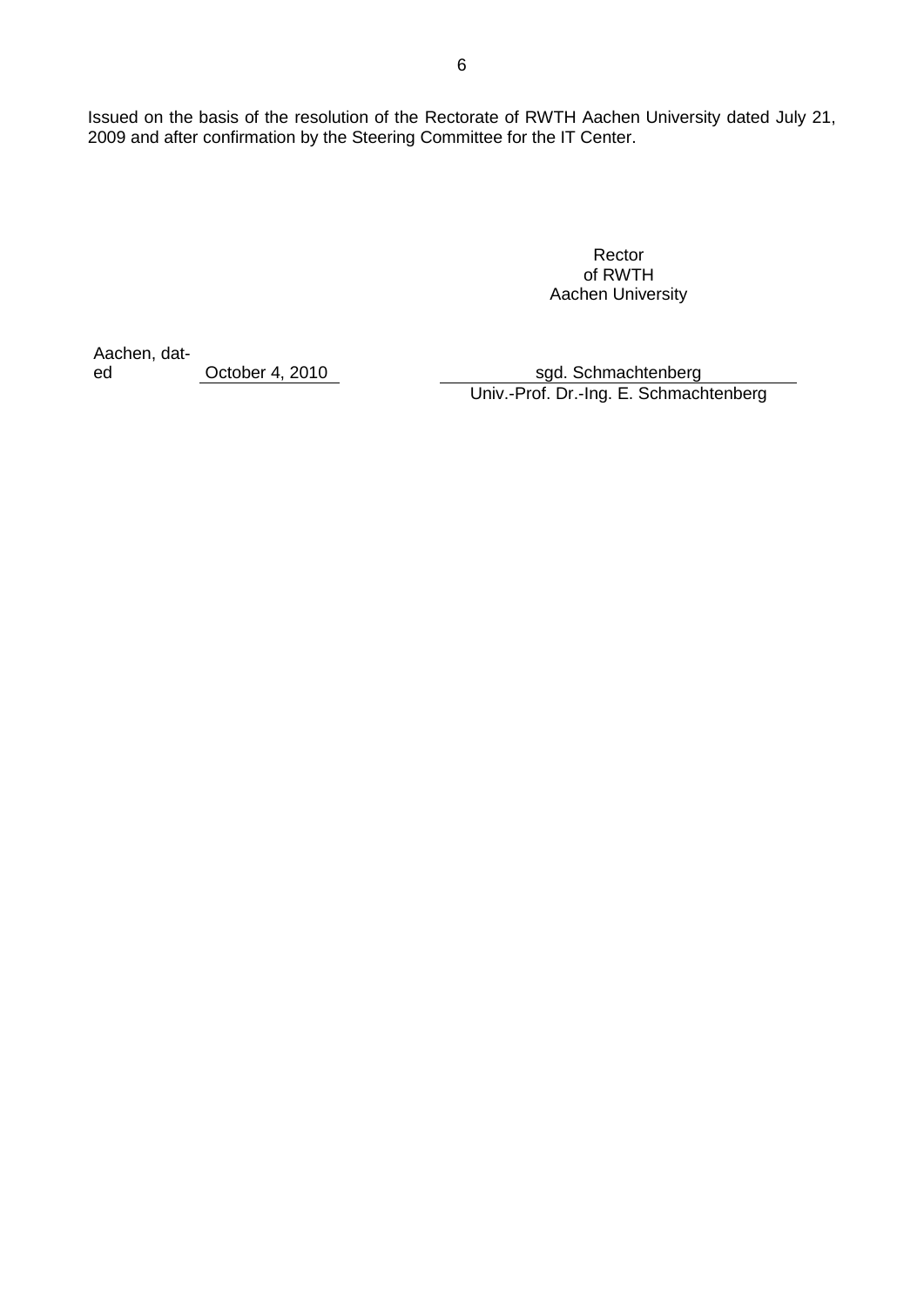Issued on the basis of the resolution of the Rectorate of RWTH Aachen University dated July 21, 2009 and after confirmation by the Steering Committee for the IT Center.

Rector
of RWTH
Aachen University

Aachen, dated October 4, 2010

sgd. Schmachtenberg
Univ.-Prof. Dr.-Ing. E. Schmachtenberg